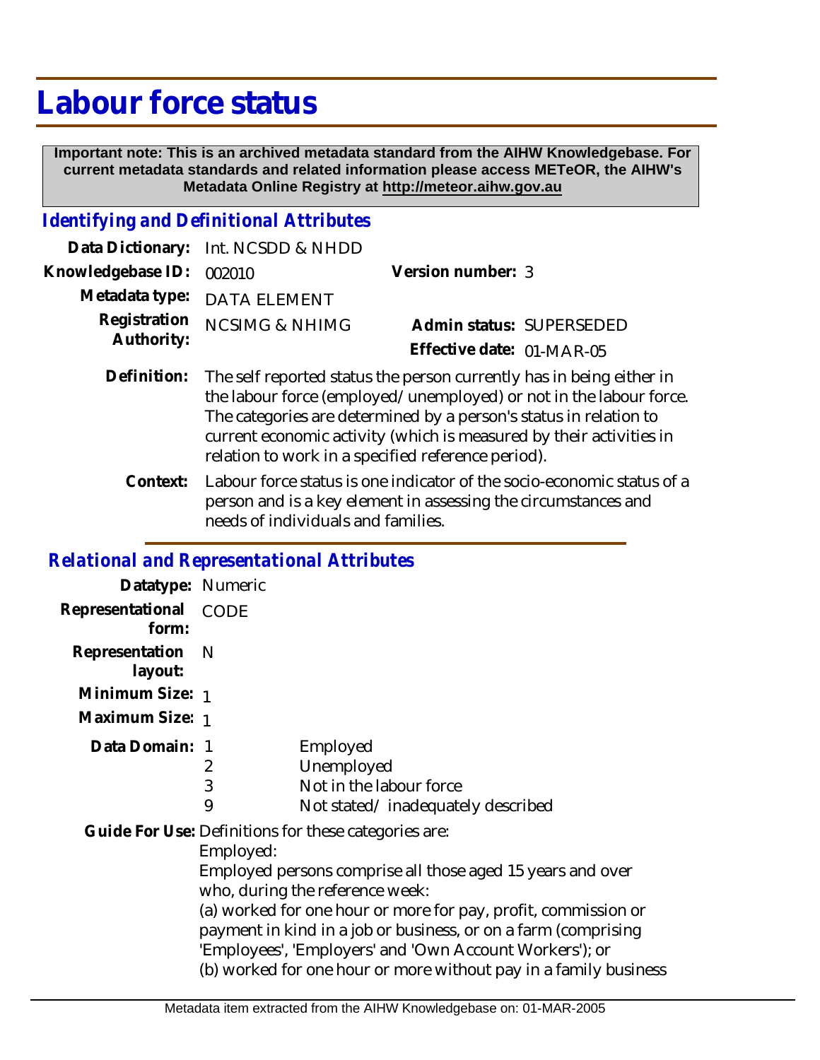# Labour force status

**Important note: This is an archived metadata standard from the AIHW Knowledgebase. For current metadata standards and related information please access METeOR, the AIHW's Metadata Online Registry at http://meteor.aihw.gov.au**

## *Identifying and Definitional Attributes*

**Data Dictionary:** Int. NCSDD & NHDD

**Knowledgebase ID:** 002010

**Version number:** 3

**Metadata type:** DATA ELEMENT

**Registration Authority:** NCSIMG & NHIMG

**Admin status:** SUPERSEDED

**Effective date:** 01-MAR-05

**Definition:** The self reported status the person currently has in being either in the labour force (employed/unemployed) or not in the labour force. The categories are determined by a person's status in relation to current economic activity (which is measured by their activities in relation to work in a specified reference period).

**Context:** Labour force status is one indicator of the socio-economic status of a person and is a key element in assessing the circumstances and needs of individuals and families.

## *Relational and Representational Attributes*

**Datatype:** Numeric

**Representational form:** CODE

**Representation layout:** N

**Minimum Size:** 1

**Maximum Size:** 1

**Data Domain:**

| Code | Description |
|---|---|
| 1 | Employed |
| 2 | Unemployed |
| 3 | Not in the labour force |
| 9 | Not stated/ inadequately described |

**Guide For Use:** Definitions for these categories are:

Employed:

Employed persons comprise all those aged 15 years and over who, during the reference week:

(a) worked for one hour or more for pay, profit, commission or payment in kind in a job or business, or on a farm (comprising 'Employees', 'Employers' and 'Own Account Workers'); or

(b) worked for one hour or more without pay in a family business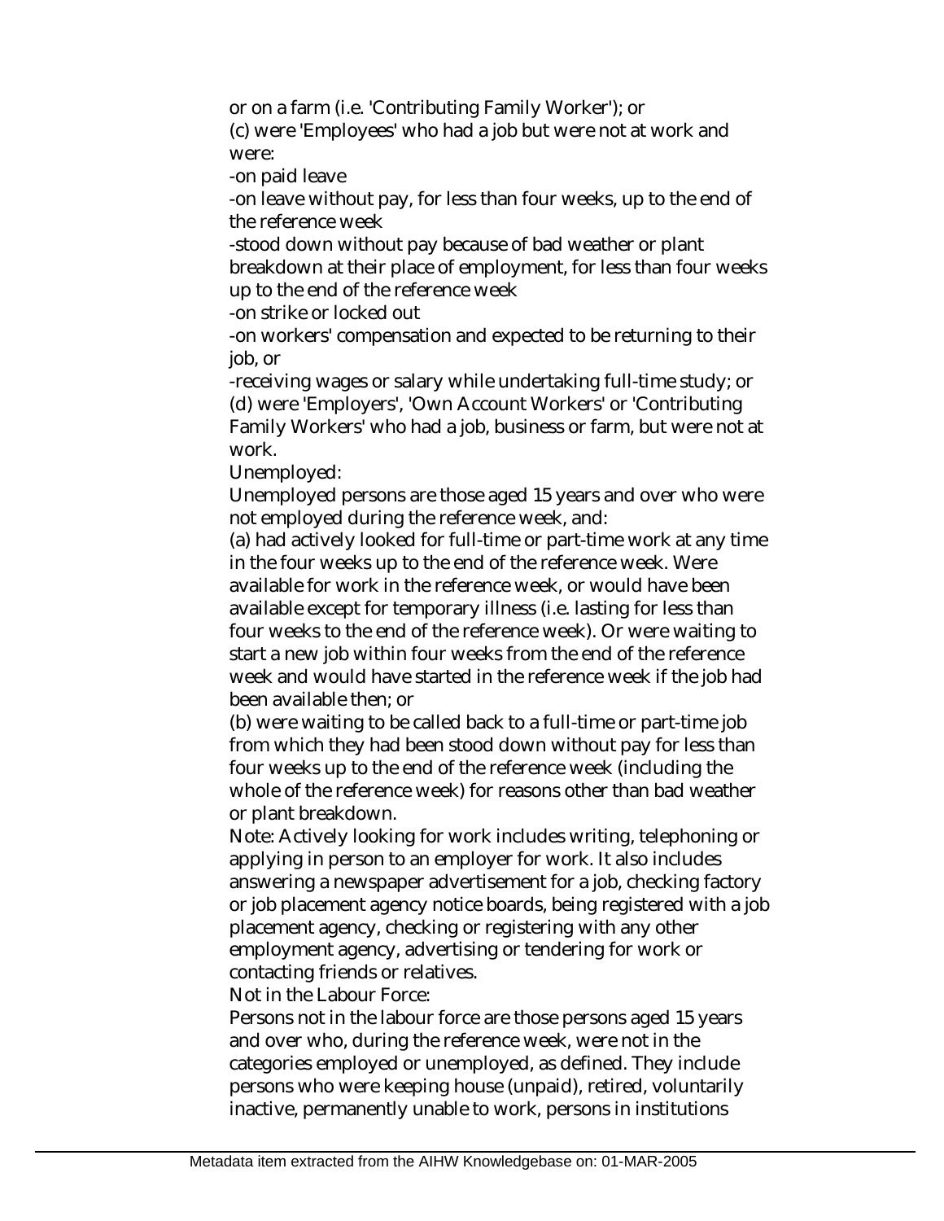or on a farm (i.e. 'Contributing Family Worker'); or

(c) were 'Employees' who had a job but were not at work and were:

-on paid leave

-on leave without pay, for less than four weeks, up to the end of the reference week

-stood down without pay because of bad weather or plant breakdown at their place of employment, for less than four weeks up to the end of the reference week

-on strike or locked out

-on workers' compensation and expected to be returning to their job, or

-receiving wages or salary while undertaking full-time study; or

(d) were 'Employers', 'Own Account Workers' or 'Contributing Family Workers' who had a job, business or farm, but were not at work.

Unemployed:

Unemployed persons are those aged 15 years and over who were not employed during the reference week, and:

(a) had actively looked for full-time or part-time work at any time in the four weeks up to the end of the reference week. Were available for work in the reference week, or would have been available except for temporary illness (i.e. lasting for less than four weeks to the end of the reference week). Or were waiting to start a new job within four weeks from the end of the reference week and would have started in the reference week if the job had been available then; or

(b) were waiting to be called back to a full-time or part-time job from which they had been stood down without pay for less than four weeks up to the end of the reference week (including the whole of the reference week) for reasons other than bad weather or plant breakdown.

Note: Actively looking for work includes writing, telephoning or applying in person to an employer for work. It also includes answering a newspaper advertisement for a job, checking factory or job placement agency notice boards, being registered with a job placement agency, checking or registering with any other employment agency, advertising or tendering for work or contacting friends or relatives.

Not in the Labour Force:

Persons not in the labour force are those persons aged 15 years and over who, during the reference week, were not in the categories employed or unemployed, as defined. They include persons who were keeping house (unpaid), retired, voluntarily inactive, permanently unable to work, persons in institutions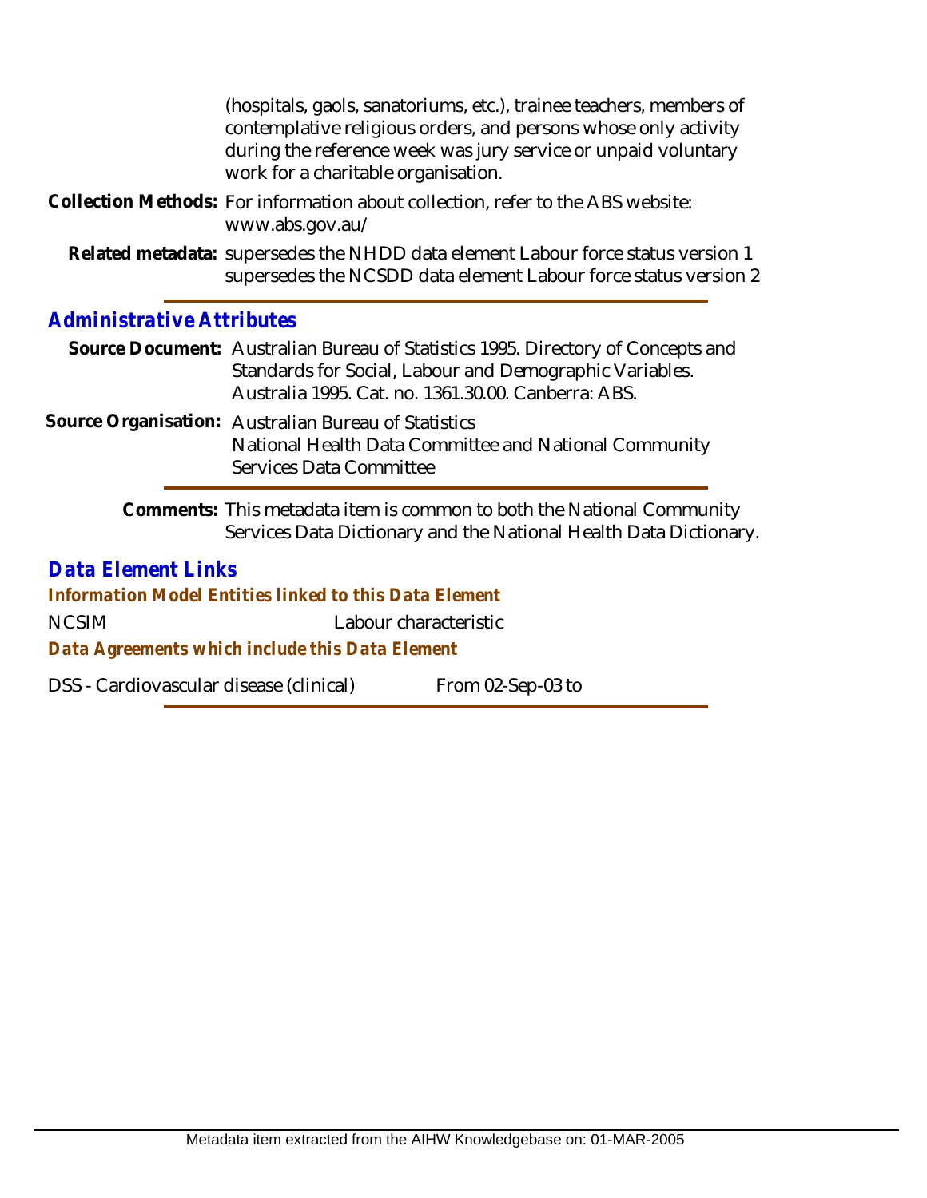(hospitals, gaols, sanatoriums, etc.), trainee teachers, members of contemplative religious orders, and persons whose only activity during the reference week was jury service or unpaid voluntary work for a charitable organisation.

**Collection Methods:** For information about collection, refer to the ABS website: www.abs.gov.au/

**Related metadata:** supersedes the NHDD data element Labour force status version 1
supersedes the NCSDD data element Labour force status version 2

## Administrative Attributes

**Source Document:** Australian Bureau of Statistics 1995. Directory of Concepts and Standards for Social, Labour and Demographic Variables. Australia 1995. Cat. no. 1361.30.00. Canberra: ABS.

**Source Organisation:** Australian Bureau of Statistics
National Health Data Committee and National Community Services Data Committee

**Comments:** This metadata item is common to both the National Community Services Data Dictionary and the National Health Data Dictionary.

## Data Element Links

### Information Model Entities linked to this Data Element

| | |
|---|---|
| NCSIM | Labour characteristic |

### Data Agreements which include this Data Element

| | |
|---|---|
| DSS - Cardiovascular disease (clinical) | From 02-Sep-03 to |